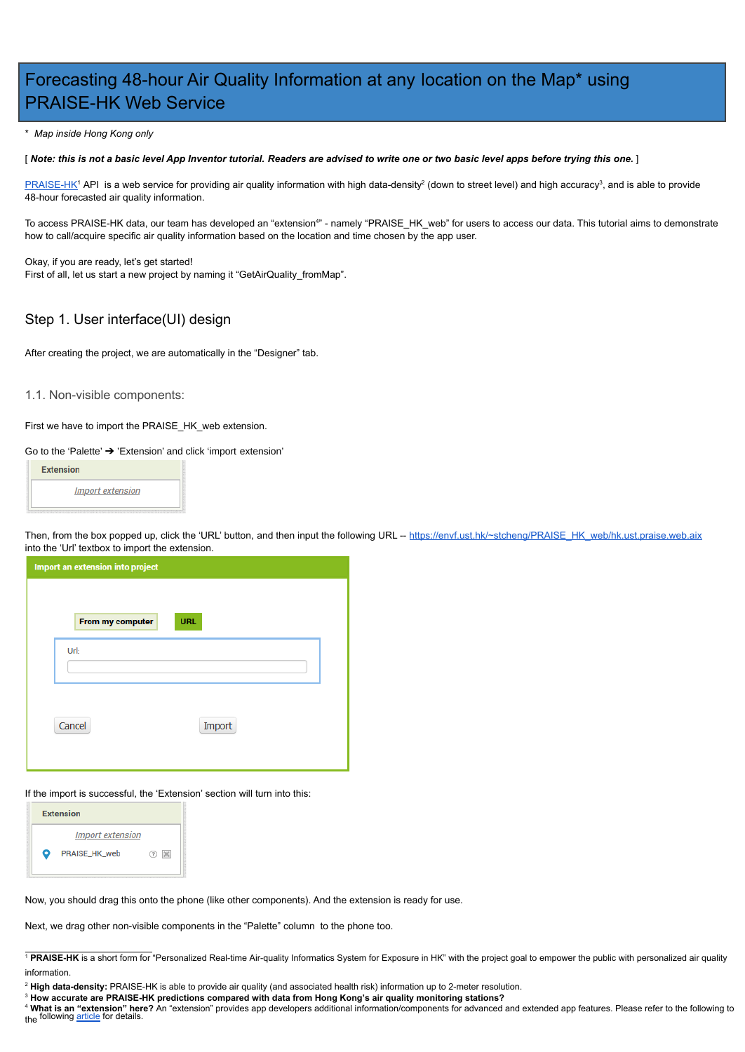# Forecasting 48-hour Air Quality Information at any location on the Map* using PRAISE-HK Web Service

\* *Map inside Hong Kong only*

[ ***Note: this is not a basic level App Inventor tutorial. Readers are advised to write one or two basic level apps before trying this one.*** ]

PRAISE-HK[1] API is a web service for providing air quality information with high data-density[2] (down to street level) and high accuracy[3], and is able to provide 48-hour forecasted air quality information.

To access PRAISE-HK data, our team has developed an "extension[4]" - namely "PRAISE_HK_web" for users to access our data. This tutorial aims to demonstrate how to call/acquire specific air quality information based on the location and time chosen by the app user.

Okay, if you are ready, let's get started!
First of all, let us start a new project by naming it "GetAirQuality_fromMap".

## Step 1. User interface(UI) design

After creating the project, we are automatically in the "Designer" tab.

### 1.1. Non-visible components:

First we have to import the PRAISE_HK_web extension.

Go to the 'Palette' ➔ 'Extension' and click 'import extension'

Extension
*Import extension*

Then, from the box popped up, click the 'URL' button, and then input the following URL -- https://envf.ust.hk/~stcheng/PRAISE_HK_web/hk.ust.praise.web.aix into the 'Url' textbox to import the extension.

**Import an extension into project**

From my computer | URL

Url:

Cancel | Import

If the import is successful, the 'Extension' section will turn into this:

Extension
*Import extension*
PRAISE_HK_web

Now, you should drag this onto the phone (like other components). And the extension is ready for use.

Next, we drag other non-visible components in the "Palette" column to the phone too.

---

[1] **PRAISE-HK** is a short form for "Personalized Real-time Air-quality Informatics System for Exposure in HK" with the project goal to empower the public with personalized air quality information.

[2] **High data-density:** PRAISE-HK is able to provide air quality (and associated health risk) information up to 2-meter resolution.

[3] **How accurate are PRAISE-HK predictions compared with data from Hong Kong's air quality monitoring stations?**

[4] **What is an "extension" here?** An "extension" provides app developers additional information/components for advanced and extended app features. Please refer to the following article for details.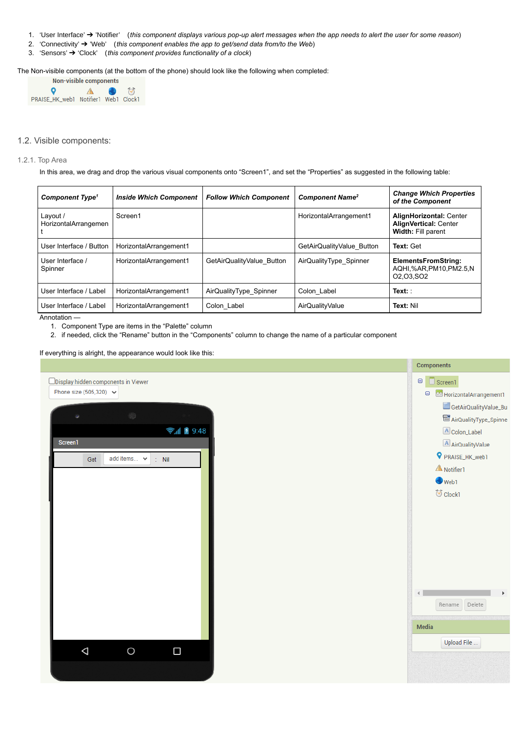1. 'User Interface' ➔ 'Notifier' (*this component displays various pop-up alert messages when the app needs to alert the user for some reason*)
2. 'Connectivity' ➔ 'Web' (*this component enables the app to get/send data from/to the Web*)
3. 'Sensors' ➔ 'Clock' (*this component provides functionality of a clock*)

The Non-visible components (at the bottom of the phone) should look like the following when completed:

## 1.2. Visible components:

### 1.2.1. Top Area

In this area, we drag and drop the various visual components onto "Screen1", and set the "Properties" as suggested in the following table:

| *Component Type*[1] | *Inside Which Component* | *Follow Which Component* | *Component Name*[2] | *Change Which Properties of the Component* |
|---|---|---|---|---|
| Layout / HorizontalArrangement | Screen1 | | HorizontalArrangement1 | **AlignHorizontal:** Center **AlignVertical:** Center **Width:** Fill parent |
| User Interface / Button | HorizontalArrangement1 | | GetAirQualityValue_Button | **Text:** Get |
| User Interface / Spinner | HorizontalArrangement1 | GetAirQualityValue_Button | AirQualityType_Spinner | **ElementsFromString:** AQHI,%AR,PM10,PM2.5,NO2,O3,SO2 |
| User Interface / Label | HorizontalArrangement1 | AirQualityType_Spinner | Colon_Label | **Text:** : |
| User Interface / Label | HorizontalArrangement1 | Colon_Label | AirQualityValue | **Text:** Nil |

Annotation —

1. Component Type are items in the "Palette" column
2. if needed, click the "Rename" button in the "Components" column to change the name of a particular component

If everything is alright, the appearance would look like this: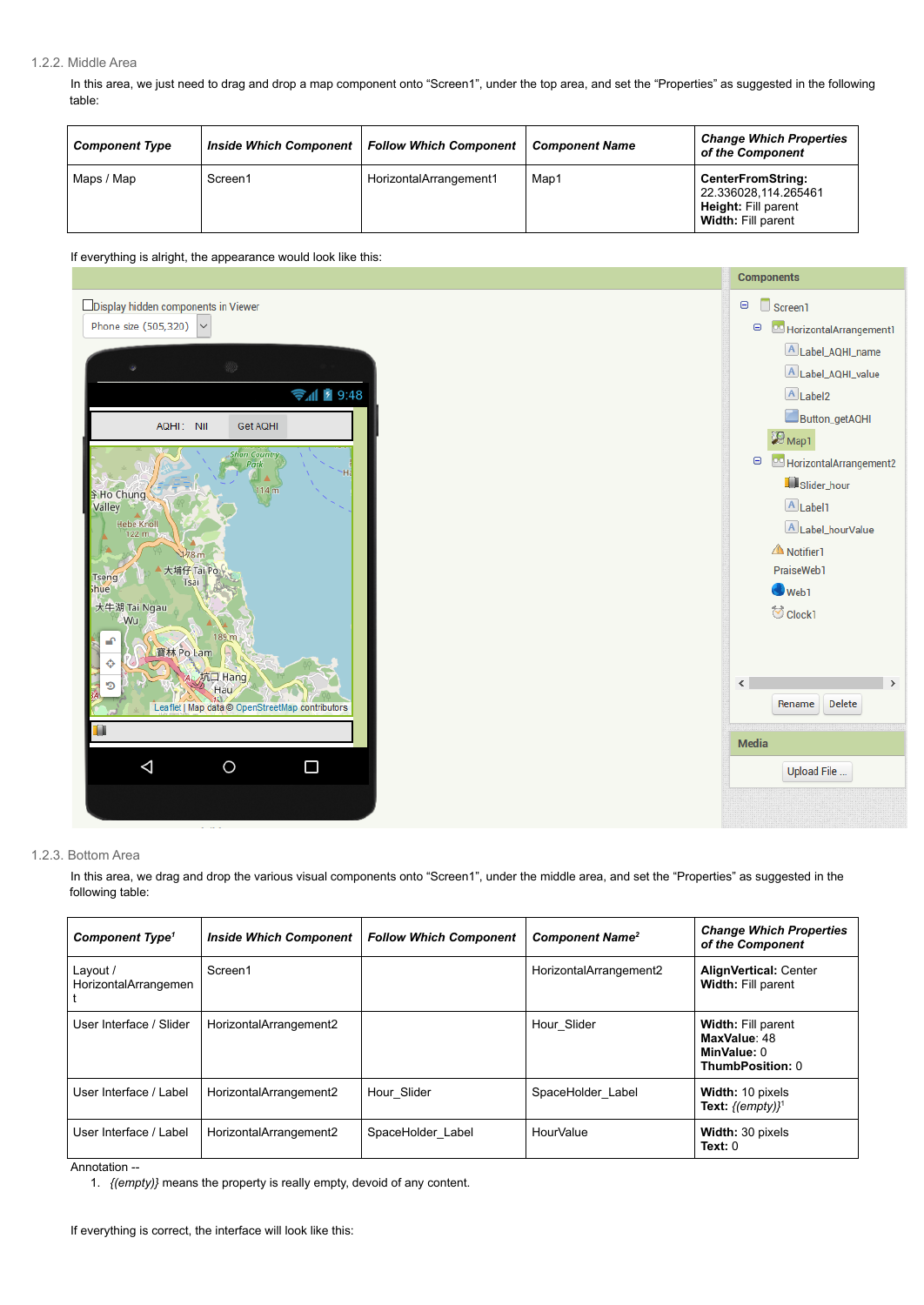1.2.2. Middle Area

In this area, we just need to drag and drop a map component onto "Screen1", under the top area, and set the "Properties" as suggested in the following table:

| *Component Type* | *Inside Which Component* | *Follow Which Component* | *Component Name* | *Change Which Properties of the Component* |
|---|---|---|---|---|
| Maps / Map | Screen1 | HorizontalArrangement1 | Map1 | **CenterFromString:** 22.336028,114.265461 **Height:** Fill parent **Width:** Fill parent |

If everything is alright, the appearance would look like this:

1.2.3. Bottom Area

In this area, we drag and drop the various visual components onto "Screen1", under the middle area, and set the "Properties" as suggested in the following table:

| *Component Type*[1] | *Inside Which Component* | *Follow Which Component* | *Component Name*[2] | *Change Which Properties of the Component* |
|---|---|---|---|---|
| Layout / HorizontalArrangement | Screen1 | | HorizontalArrangement2 | **AlignVertical:** Center **Width:** Fill parent |
| User Interface / Slider | HorizontalArrangement2 | | Hour_Slider | **Width:** Fill parent **MaxValue:** 48 **MinValue:** 0 **ThumbPosition:** 0 |
| User Interface / Label | HorizontalArrangement2 | Hour_Slider | SpaceHolder_Label | **Width:** 10 pixels **Text:** *{(empty)}*[1] |
| User Interface / Label | HorizontalArrangement2 | SpaceHolder_Label | HourValue | **Width:** 30 pixels **Text:** 0 |

Annotation --

1. *{(empty)}* means the property is really empty, devoid of any content.

If everything is correct, the interface will look like this: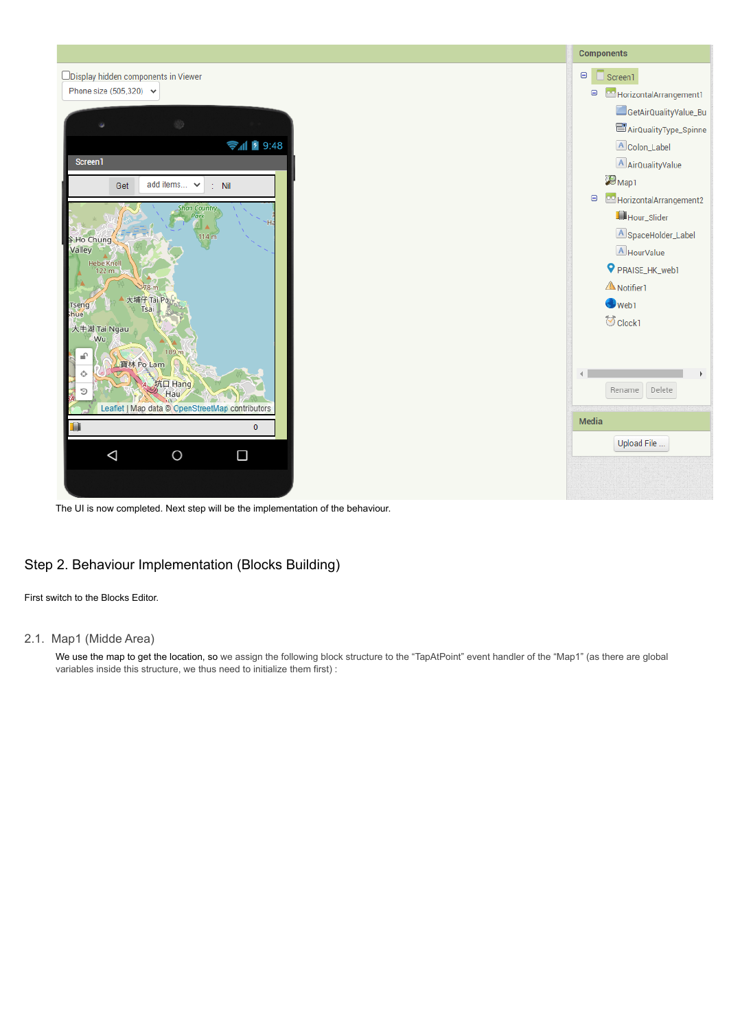The UI is now completed. Next step will be the implementation of the behaviour.

## Step 2. Behaviour Implementation (Blocks Building)

First switch to the Blocks Editor.

### 2.1. Map1 (Midde Area)

We use the map to get the location, so we assign the following block structure to the “TapAtPoint” event handler of the “Map1” (as there are global variables inside this structure, we thus need to initialize them first) :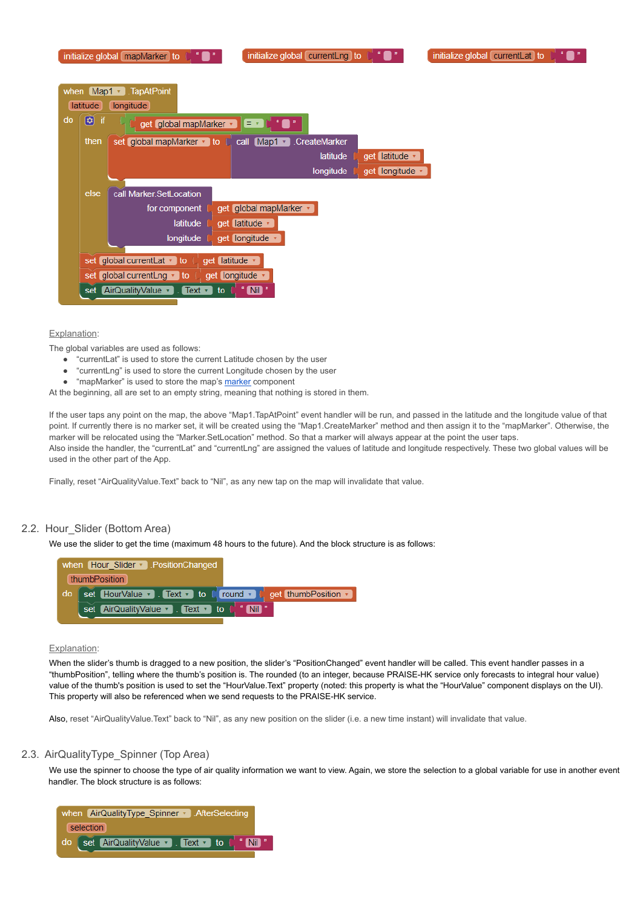```
initialize global mapMarker to " "
initialize global currentLng to " "
initialize global currentLat to " "

when Map1.TapAtPoint
  latitude  longitude
do  if  get global mapMarker = " "
    then  set global mapMarker to  call Map1.CreateMarker
                                     latitude   get latitude
                                     longitude  get longitude
    else  call Marker.SetLocation
            for component  get global mapMarker
            latitude       get latitude
            longitude      get longitude
    set global currentLat to get latitude
    set global currentLng to get longitude
    set AirQualityValue.Text to " Nil "
```

Explanation:

The global variables are used as follows:

- "currentLat" is used to store the current Latitude chosen by the user
- "currentLng" is used to store the current Longitude chosen by the user
- "mapMarker" is used to store the map's marker component

At the beginning, all are set to an empty string, meaning that nothing is stored in them.

If the user taps any point on the map, the above "Map1.TapAtPoint" event handler will be run, and passed in the latitude and the longitude value of that point. If currently there is no marker set, it will be created using the "Map1.CreateMarker" method and then assign it to the "mapMarker". Otherwise, the marker will be relocated using the "Marker.SetLocation" method. So that a marker will always appear at the point the user taps.
Also inside the handler, the "currentLat" and "currentLng" are assigned the values of latitude and longitude respectively. These two global values will be used in the other part of the App.

Finally, reset "AirQualityValue.Text" back to "Nil", as any new tap on the map will invalidate that value.

## 2.2. Hour_Slider (Bottom Area)

We use the slider to get the time (maximum 48 hours to the future). And the block structure is as follows:

```
when Hour_Slider.PositionChanged
  thumbPosition
do  set HourValue.Text to  round  get thumbPosition
    set AirQualityValue.Text to " Nil "
```

Explanation:

When the slider's thumb is dragged to a new position, the slider's "PositionChanged" event handler will be called. This event handler passes in a "thumbPosition", telling where the thumb's position is. The rounded (to an integer, because PRAISE-HK service only forecasts to integral hour value) value of the thumb's position is used to set the "HourValue.Text" property (noted: this property is what the "HourValue" component displays on the UI). This property will also be referenced when we send requests to the PRAISE-HK service.

Also, reset "AirQualityValue.Text" back to "Nil", as any new position on the slider (i.e. a new time instant) will invalidate that value.

## 2.3. AirQualityType_Spinner (Top Area)

We use the spinner to choose the type of air quality information we want to view. Again, we store the selection to a global variable for use in another event handler. The block structure is as follows:

```
when AirQualityType_Spinner.AfterSelecting
  selection
do  set AirQualityValue.Text to " Nil "
```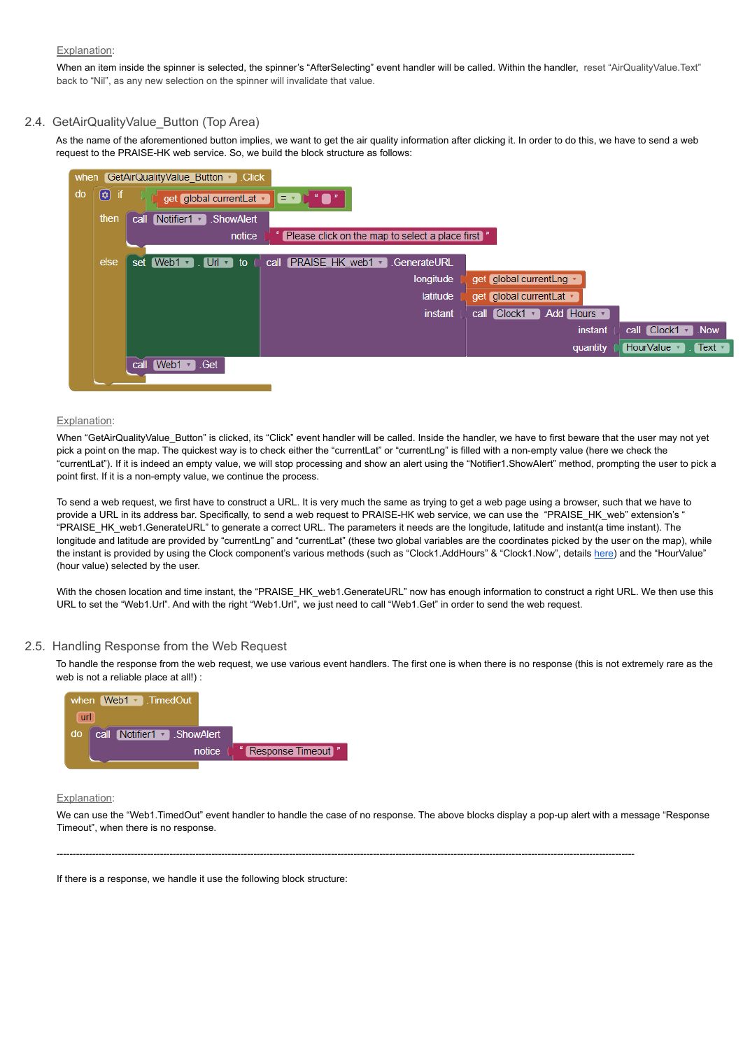Explanation:

When an item inside the spinner is selected, the spinner's "AfterSelecting" event handler will be called. Within the handler, reset "AirQualityValue.Text" back to "Nil", as any new selection on the spinner will invalidate that value.

## 2.4. GetAirQualityValue_Button (Top Area)

As the name of the aforementioned button implies, we want to get the air quality information after clicking it. In order to do this, we have to send a web request to the PRAISE-HK web service. So, we build the block structure as follows:

```
when GetAirQualityValue_Button .Click
do  if   get global currentLat = " "
    then call Notifier1 .ShowAlert
              notice " Please click on the map to select a place first "
    else set Web1 . Url to  call PRAISE_HK_web1 .GenerateURL
                                 longitude  get global currentLng
                                 latitude   get global currentLat
                                 instant    call Clock1 .Add Hours
                                                 instant   call Clock1 .Now
                                                 quantity  HourValue . Text
         call Web1 .Get
```

Explanation:

When "GetAirQualityValue_Button" is clicked, its "Click" event handler will be called. Inside the handler, we have to first beware that the user may not yet pick a point on the map. The quickest way is to check either the "currentLat" or "currentLng" is filled with a non-empty value (here we check the "currentLat"). If it is indeed an empty value, we will stop processing and show an alert using the "Notifier1.ShowAlert" method, prompting the user to pick a point first. If it is a non-empty value, we continue the process.

To send a web request, we first have to construct a URL. It is very much the same as trying to get a web page using a browser, such that we have to provide a URL in its address bar. Specifically, to send a web request to PRAISE-HK web service, we can use the "PRAISE_HK_web" extension's "PRAISE_HK_web1.GenerateURL" to generate a correct URL. The parameters it needs are the longitude, latitude and instant(a time instant). The longitude and latitude are provided by "currentLng" and "currentLat" (these two global variables are the coordinates picked by the user on the map), while the instant is provided by using the Clock component's various methods (such as "Clock1.AddHours" & "Clock1.Now", details here) and the "HourValue" (hour value) selected by the user.

With the chosen location and time instant, the "PRAISE_HK_web1.GenerateURL" now has enough information to construct a right URL. We then use this URL to set the "Web1.Url". And with the right "Web1.Url", we just need to call "Web1.Get" in order to send the web request.

## 2.5. Handling Response from the Web Request

To handle the response from the web request, we use various event handlers. The first one is when there is no response (this is not extremely rare as the web is not a reliable place at all!) :

```
when Web1 .TimedOut
  url
do  call Notifier1 .ShowAlert
         notice " Response Timeout "
```

Explanation:

We can use the "Web1.TimedOut" event handler to handle the case of no response. The above blocks display a pop-up alert with a message "Response Timeout", when there is no response.

---

If there is a response, we handle it use the following block structure: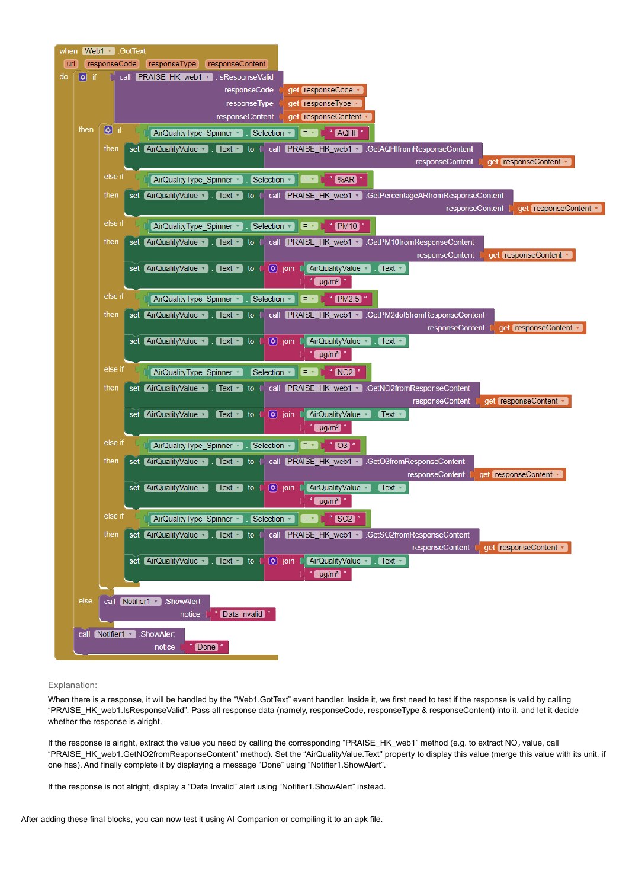```
when Web1 .GotText
  url  responseCode  responseType  responseContent
do
  if  call PRAISE_HK_web1 .IsResponseValid
          responseCode    get responseCode
          responseType    get responseType
          responseContent get responseContent
  then
    if  AirQualityType_Spinner . Selection = "AQHI"
    then  set AirQualityValue . Text to  call PRAISE_HK_web1 .GetAQHIfromResponseContent
                                             responseContent  get responseContent
    else if  AirQualityType_Spinner . Selection = "%AR"
    then  set AirQualityValue . Text to  call PRAISE_HK_web1 .GetPercentageARfromResponseContent
                                             responseContent  get responseContent
    else if  AirQualityType_Spinner . Selection = "PM10"
    then  set AirQualityValue . Text to  call PRAISE_HK_web1 .GetPM10fromResponseContent
                                             responseContent  get responseContent
          set AirQualityValue . Text to  join  AirQualityValue . Text
                                               "μg/m³"
    else if  AirQualityType_Spinner . Selection = "PM2.5"
    then  set AirQualityValue . Text to  call PRAISE_HK_web1 .GetPM2dot5fromResponseContent
                                             responseContent  get responseContent
          set AirQualityValue . Text to  join  AirQualityValue . Text
                                               "μg/m³"
    else if  AirQualityType_Spinner . Selection = "NO2"
    then  set AirQualityValue . Text to  call PRAISE_HK_web1 .GetNO2fromResponseContent
                                             responseContent  get responseContent
          set AirQualityValue . Text to  join  AirQualityValue . Text
                                               "μg/m³"
    else if  AirQualityType_Spinner . Selection = "O3"
    then  set AirQualityValue . Text to  call PRAISE_HK_web1 .GetO3fromResponseContent
                                             responseContent  get responseContent
          set AirQualityValue . Text to  join  AirQualityValue . Text
                                               "μg/m³"
    else if  AirQualityType_Spinner . Selection = "SO2"
    then  set AirQualityValue . Text to  call PRAISE_HK_web1 .GetSO2fromResponseContent
                                             responseContent  get responseContent
          set AirQualityValue . Text to  join  AirQualityValue . Text
                                               "μg/m³"
  else
    call Notifier1 .ShowAlert
         notice "Data Invalid"
  call Notifier1 .ShowAlert
       notice "Done"
```

Explanation:

When there is a response, it will be handled by the "Web1.GotText" event handler. Inside it, we first need to test if the response is valid by calling "PRAISE_HK_web1.IsResponseValid". Pass all response data (namely, responseCode, responseType & responseContent) into it, and let it decide whether the response is alright.

If the response is alright, extract the value you need by calling the corresponding "PRAISE_HK_web1" method (e.g. to extract $NO_2$ value, call "PRAISE_HK_web1.GetNO2fromResponseContent" method). Set the "AirQualityValue.Text" property to display this value (merge this value with its unit, if one has). And finally complete it by displaying a message "Done" using "Notifier1.ShowAlert".

If the response is not alright, display a "Data Invalid" alert using "Notifier1.ShowAlert" instead.

After adding these final blocks, you can now test it using AI Companion or compiling it to an apk file.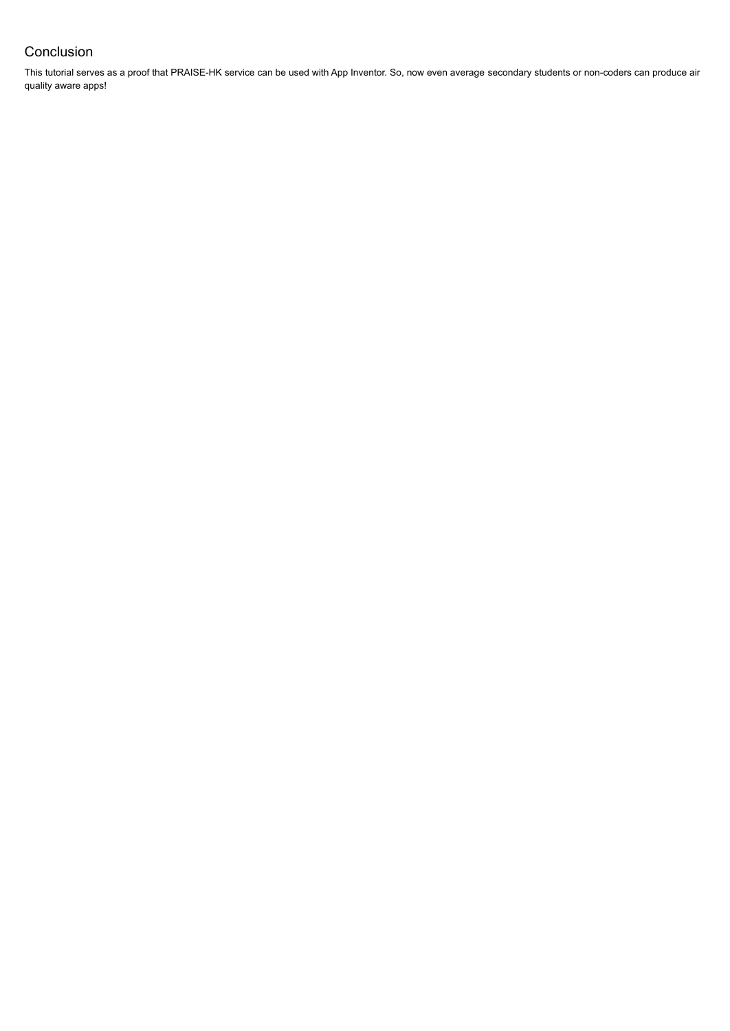## Conclusion

This tutorial serves as a proof that PRAISE-HK service can be used with App Inventor. So, now even average secondary students or non-coders can produce air quality aware apps!